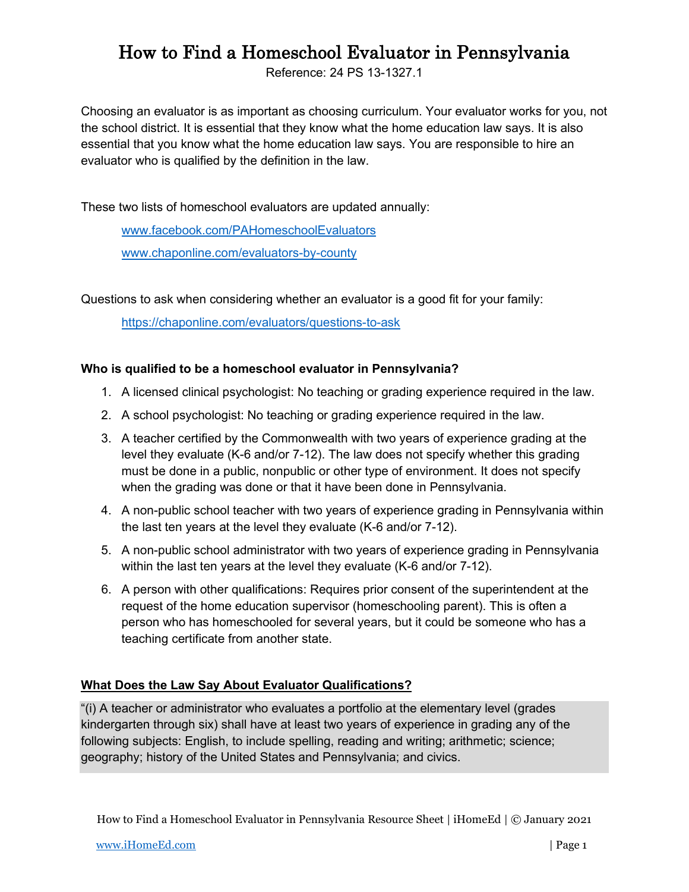# How to Find a Homeschool Evaluator in Pennsylvania

Reference: 24 PS 13-1327.1

Choosing an evaluator is as important as choosing curriculum. Your evaluator works for you, not the school district. It is essential that they know what the home education law says. It is also essential that you know what the home education law says. You are responsible to hire an evaluator who is qualified by the definition in the law.

These two lists of homeschool evaluators are updated annually:

> [www.facebook.com/PAHomeschoolEvaluators](http://www.facebook.com/PAHomeschoolEvaluators)
>
> [www.chaponline.com/evaluators-by-county](http://www.chaponline.com/evaluators-by-county)

Questions to ask when considering whether an evaluator is a good fit for your family:

> [https://chaponline.com/evaluators/questions-to-ask](https://chaponline.com/evaluators/questions-to-ask)

**Who is qualified to be a homeschool evaluator in Pennsylvania?**

1. A licensed clinical psychologist: No teaching or grading experience required in the law.
2. A school psychologist: No teaching or grading experience required in the law.
3. A teacher certified by the Commonwealth with two years of experience grading at the level they evaluate (K-6 and/or 7-12). The law does not specify whether this grading must be done in a public, nonpublic or other type of environment. It does not specify when the grading was done or that it have been done in Pennsylvania.
4. A non-public school teacher with two years of experience grading in Pennsylvania within the last ten years at the level they evaluate (K-6 and/or 7-12).
5. A non-public school administrator with two years of experience grading in Pennsylvania within the last ten years at the level they evaluate (K-6 and/or 7-12).
6. A person with other qualifications: Requires prior consent of the superintendent at the request of the home education supervisor (homeschooling parent). This is often a person who has homeschooled for several years, but it could be someone who has a teaching certificate from another state.

**What Does the Law Say About Evaluator Qualifications?**

> "(i) A teacher or administrator who evaluates a portfolio at the elementary level (grades kindergarten through six) shall have at least two years of experience in grading any of the following subjects: English, to include spelling, reading and writing; arithmetic; science; geography; history of the United States and Pennsylvania; and civics.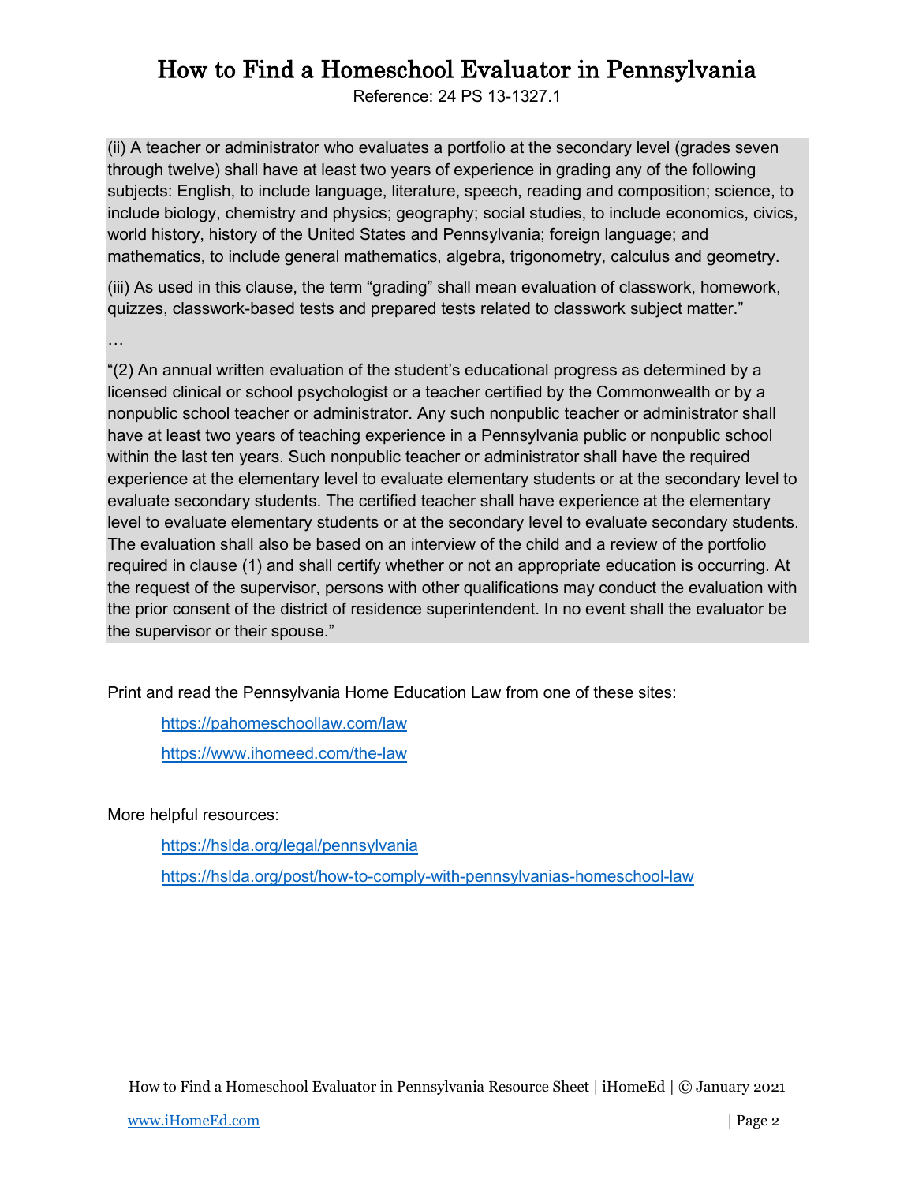(ii) A teacher or administrator who evaluates a portfolio at the secondary level (grades seven through twelve) shall have at least two years of experience in grading any of the following subjects: English, to include language, literature, speech, reading and composition; science, to include biology, chemistry and physics; geography; social studies, to include economics, civics, world history, history of the United States and Pennsylvania; foreign language; and mathematics, to include general mathematics, algebra, trigonometry, calculus and geometry.

(iii) As used in this clause, the term "grading" shall mean evaluation of classwork, homework, quizzes, classwork-based tests and prepared tests related to classwork subject matter."

…

"(2) An annual written evaluation of the student's educational progress as determined by a licensed clinical or school psychologist or a teacher certified by the Commonwealth or by a nonpublic school teacher or administrator. Any such nonpublic teacher or administrator shall have at least two years of teaching experience in a Pennsylvania public or nonpublic school within the last ten years. Such nonpublic teacher or administrator shall have the required experience at the elementary level to evaluate elementary students or at the secondary level to evaluate secondary students. The certified teacher shall have experience at the elementary level to evaluate elementary students or at the secondary level to evaluate secondary students. The evaluation shall also be based on an interview of the child and a review of the portfolio required in clause (1) and shall certify whether or not an appropriate education is occurring. At the request of the supervisor, persons with other qualifications may conduct the evaluation with the prior consent of the district of residence superintendent. In no event shall the evaluator be the supervisor or their spouse."

Print and read the Pennsylvania Home Education Law from one of these sites:

- https://pahomeschoollaw.com/law
- https://www.ihomeed.com/the-law

More helpful resources:

- https://hslda.org/legal/pennsylvania
- https://hslda.org/post/how-to-comply-with-pennsylvanias-homeschool-law